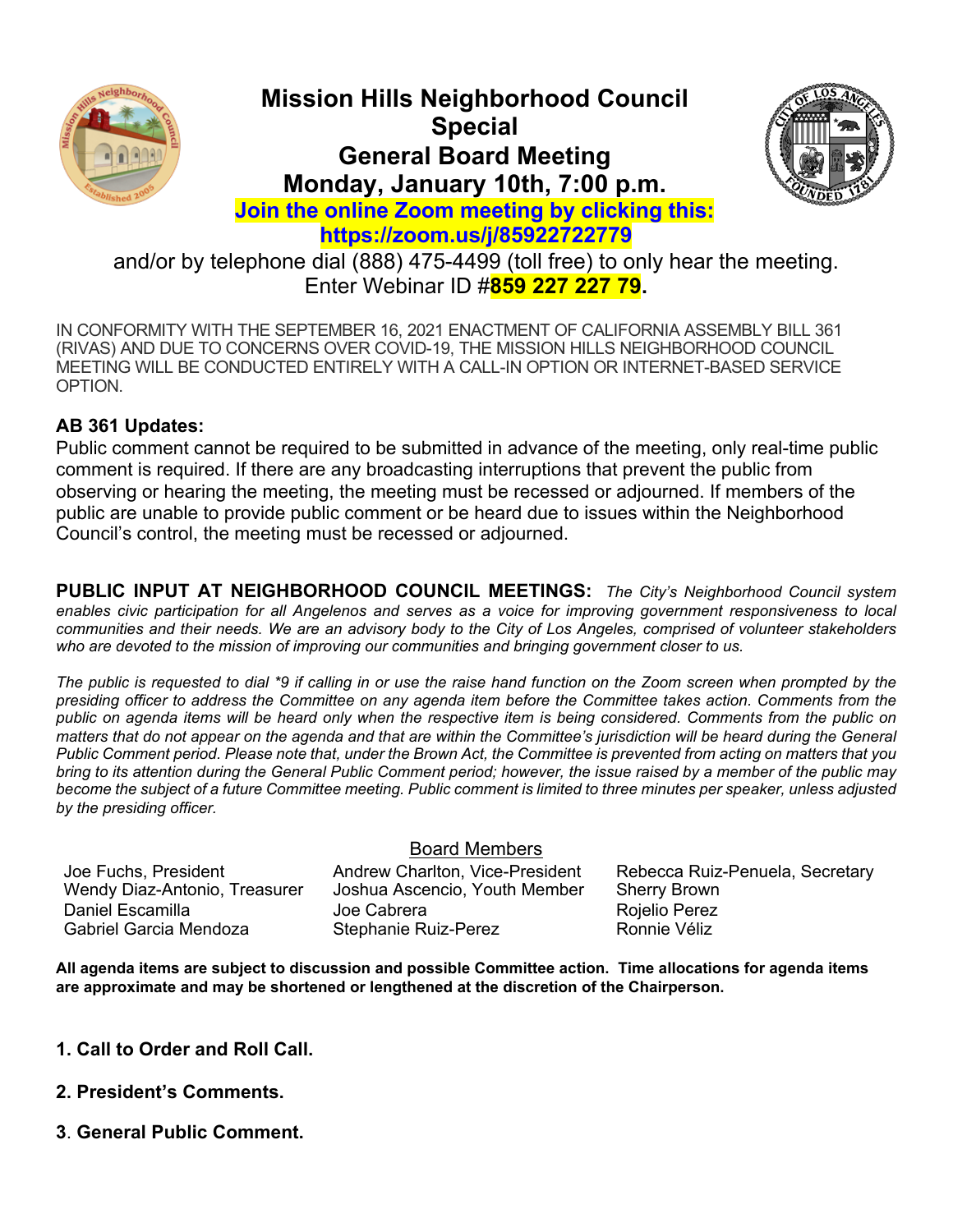# Mission Hills Neighborhood Council Special General Board Meeting

## Monday, January 10th, 7:00 p.m.

**Join the online Zoom meeting by clicking this: https://zoom.us/j/85922722779**

and/or by telephone dial (888) 475-4499 (toll free) to only hear the meeting. Enter Webinar ID #**859 227 227 79**.

IN CONFORMITY WITH THE SEPTEMBER 16, 2021 ENACTMENT OF CALIFORNIA ASSEMBLY BILL 361 (RIVAS) AND DUE TO CONCERNS OVER COVID-19, THE MISSION HILLS NEIGHBORHOOD COUNCIL MEETING WILL BE CONDUCTED ENTIRELY WITH A CALL-IN OPTION OR INTERNET-BASED SERVICE OPTION.

**AB 361 Updates:**

Public comment cannot be required to be submitted in advance of the meeting, only real-time public comment is required. If there are any broadcasting interruptions that prevent the public from observing or hearing the meeting, the meeting must be recessed or adjourned. If members of the public are unable to provide public comment or be heard due to issues within the Neighborhood Council's control, the meeting must be recessed or adjourned.

**PUBLIC INPUT AT NEIGHBORHOOD COUNCIL MEETINGS:** *The City's Neighborhood Council system enables civic participation for all Angelenos and serves as a voice for improving government responsiveness to local communities and their needs. We are an advisory body to the City of Los Angeles, comprised of volunteer stakeholders who are devoted to the mission of improving our communities and bringing government closer to us.*

*The public is requested to dial \*9 if calling in or use the raise hand function on the Zoom screen when prompted by the presiding officer to address the Committee on any agenda item before the Committee takes action. Comments from the public on agenda items will be heard only when the respective item is being considered. Comments from the public on matters that do not appear on the agenda and that are within the Committee's jurisdiction will be heard during the General Public Comment period. Please note that, under the Brown Act, the Committee is prevented from acting on matters that you bring to its attention during the General Public Comment period; however, the issue raised by a member of the public may become the subject of a future Committee meeting. Public comment is limited to three minutes per speaker, unless adjusted by the presiding officer.*

Board Members

| | | |
|---|---|---|
| Joe Fuchs, President | Andrew Charlton, Vice-President | Rebecca Ruiz-Penuela, Secretary |
| Wendy Diaz-Antonio, Treasurer | Joshua Ascencio, Youth Member | Sherry Brown |
| Daniel Escamilla | Joe Cabrera | Rojelio Perez |
| Gabriel Garcia Mendoza | Stephanie Ruiz-Perez | Ronnie Véliz |

**All agenda items are subject to discussion and possible Committee action. Time allocations for agenda items are approximate and may be shortened or lengthened at the discretion of the Chairperson.**

**1. Call to Order and Roll Call.**

**2. President's Comments.**

**3. General Public Comment.**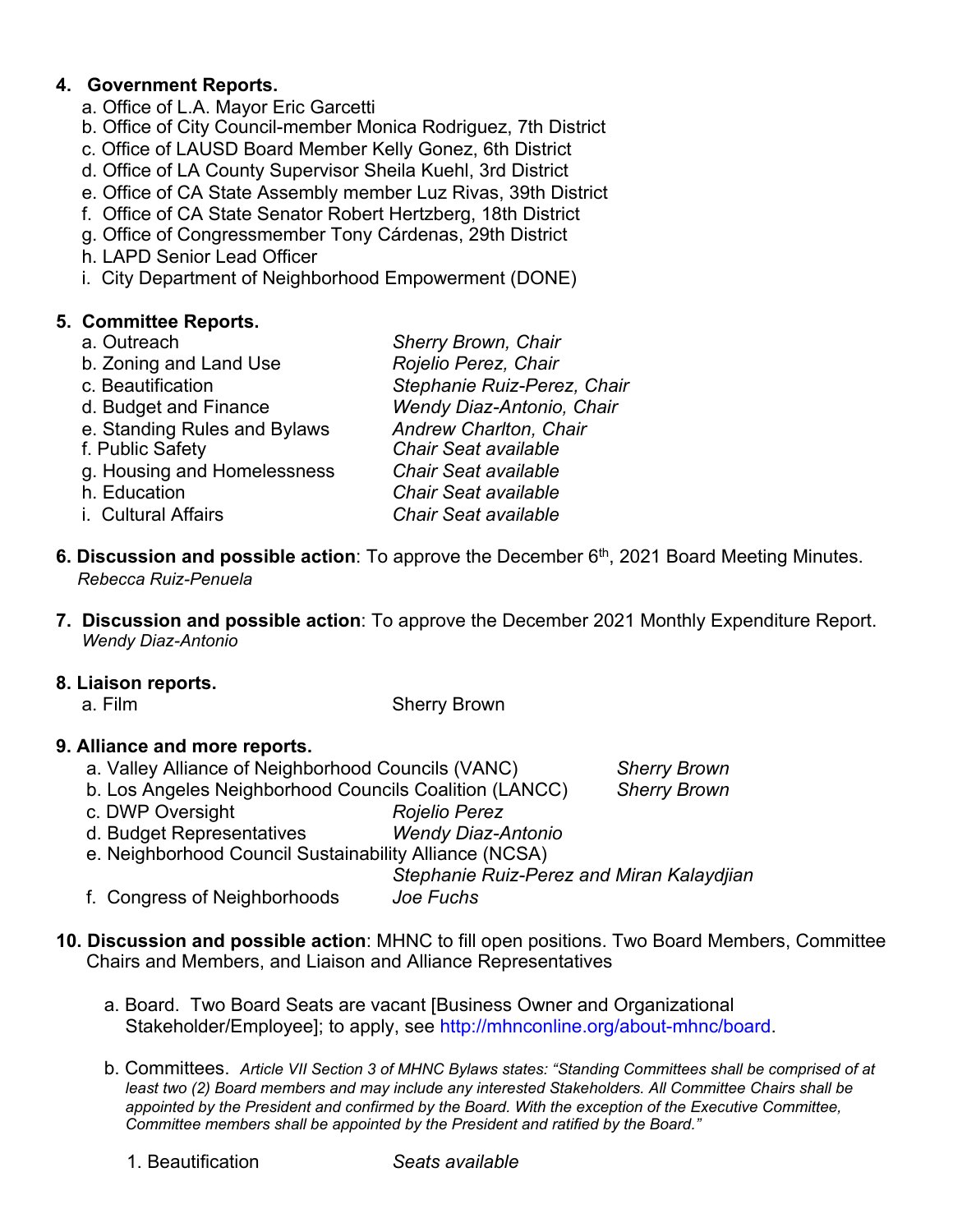4. **Government Reports.**
   a. Office of L.A. Mayor Eric Garcetti
   b. Office of City Council-member Monica Rodriguez, 7th District
   c. Office of LAUSD Board Member Kelly Gonez, 6th District
   d. Office of LA County Supervisor Sheila Kuehl, 3rd District
   e. Office of CA State Assembly member Luz Rivas, 39th District
   f. Office of CA State Senator Robert Hertzberg, 18th District
   g. Office of Congressmember Tony Cárdenas, 29th District
   h. LAPD Senior Lead Officer
   i. City Department of Neighborhood Empowerment (DONE)

5. **Committee Reports.**
   a. Outreach — *Sherry Brown, Chair*
   b. Zoning and Land Use — *Rojelio Perez, Chair*
   c. Beautification — *Stephanie Ruiz-Perez, Chair*
   d. Budget and Finance — *Wendy Diaz-Antonio, Chair*
   e. Standing Rules and Bylaws — *Andrew Charlton, Chair*
   f. Public Safety — *Chair Seat available*
   g. Housing and Homelessness — *Chair Seat available*
   h. Education — *Chair Seat available*
   i. Cultural Affairs — *Chair Seat available*

6. **Discussion and possible action**: To approve the December 6th, 2021 Board Meeting Minutes.
   *Rebecca Ruiz-Penuela*

7. **Discussion and possible action**: To approve the December 2021 Monthly Expenditure Report.
   *Wendy Diaz-Antonio*

8. **Liaison reports.**
   a. Film — Sherry Brown

9. **Alliance and more reports.**
   a. Valley Alliance of Neighborhood Councils (VANC) — *Sherry Brown*
   b. Los Angeles Neighborhood Councils Coalition (LANCC) — *Sherry Brown*
   c. DWP Oversight — *Rojelio Perez*
   d. Budget Representatives — *Wendy Diaz-Antonio*
   e. Neighborhood Council Sustainability Alliance (NCSA) — *Stephanie Ruiz-Perez and Miran Kalaydjian*
   f. Congress of Neighborhoods — *Joe Fuchs*

10. **Discussion and possible action**: MHNC to fill open positions. Two Board Members, Committee Chairs and Members, and Liaison and Alliance Representatives

    a. Board. Two Board Seats are vacant [Business Owner and Organizational Stakeholder/Employee]; to apply, see http://mhnconline.org/about-mhnc/board.

    b. Committees. *Article VII Section 3 of MHNC Bylaws states: "Standing Committees shall be comprised of at least two (2) Board members and may include any interested Stakeholders. All Committee Chairs shall be appointed by the President and confirmed by the Board. With the exception of the Executive Committee, Committee members shall be appointed by the President and ratified by the Board."*

       1. Beautification — *Seats available*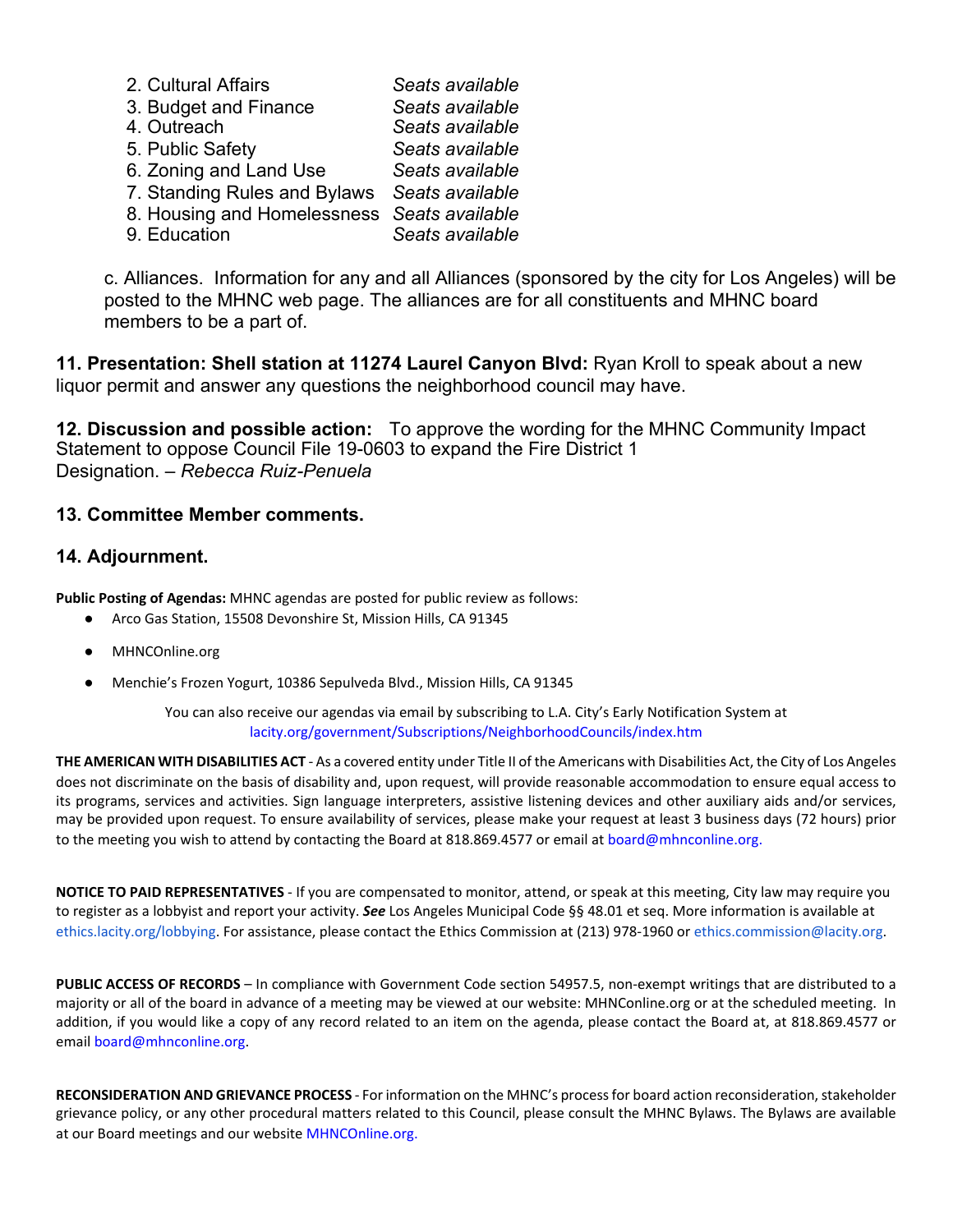2. Cultural Affairs *Seats available*
3. Budget and Finance *Seats available*
4. Outreach *Seats available*
5. Public Safety *Seats available*
6. Zoning and Land Use *Seats available*
7. Standing Rules and Bylaws *Seats available*
8. Housing and Homelessness *Seats available*
9. Education *Seats available*

c. Alliances. Information for any and all Alliances (sponsored by the city for Los Angeles) will be posted to the MHNC web page. The alliances are for all constituents and MHNC board members to be a part of.

**11. Presentation: Shell station at 11274 Laurel Canyon Blvd:** Ryan Kroll to speak about a new liquor permit and answer any questions the neighborhood council may have.

**12. Discussion and possible action:** To approve the wording for the MHNC Community Impact Statement to oppose Council File 19-0603 to expand the Fire District 1 Designation. – *Rebecca Ruiz-Penuela*

**13. Committee Member comments.**

**14. Adjournment.**

**Public Posting of Agendas:** MHNC agendas are posted for public review as follows:

- Arco Gas Station, 15508 Devonshire St, Mission Hills, CA 91345
- MHNCOnline.org
- Menchie's Frozen Yogurt, 10386 Sepulveda Blvd., Mission Hills, CA 91345

You can also receive our agendas via email by subscribing to L.A. City's Early Notification System at lacity.org/government/Subscriptions/NeighborhoodCouncils/index.htm

**THE AMERICAN WITH DISABILITIES ACT** - As a covered entity under Title II of the Americans with Disabilities Act, the City of Los Angeles does not discriminate on the basis of disability and, upon request, will provide reasonable accommodation to ensure equal access to its programs, services and activities. Sign language interpreters, assistive listening devices and other auxiliary aids and/or services, may be provided upon request. To ensure availability of services, please make your request at least 3 business days (72 hours) prior to the meeting you wish to attend by contacting the Board at 818.869.4577 or email at board@mhnconline.org.

**NOTICE TO PAID REPRESENTATIVES** - If you are compensated to monitor, attend, or speak at this meeting, City law may require you to register as a lobbyist and report your activity. ***See*** Los Angeles Municipal Code §§ 48.01 et seq. More information is available at ethics.lacity.org/lobbying. For assistance, please contact the Ethics Commission at (213) 978-1960 or ethics.commission@lacity.org.

**PUBLIC ACCESS OF RECORDS** – In compliance with Government Code section 54957.5, non-exempt writings that are distributed to a majority or all of the board in advance of a meeting may be viewed at our website: MHNConline.org or at the scheduled meeting. In addition, if you would like a copy of any record related to an item on the agenda, please contact the Board at, at 818.869.4577 or email board@mhnconline.org.

**RECONSIDERATION AND GRIEVANCE PROCESS** - For information on the MHNC's process for board action reconsideration, stakeholder grievance policy, or any other procedural matters related to this Council, please consult the MHNC Bylaws. The Bylaws are available at our Board meetings and our website MHNCOnline.org.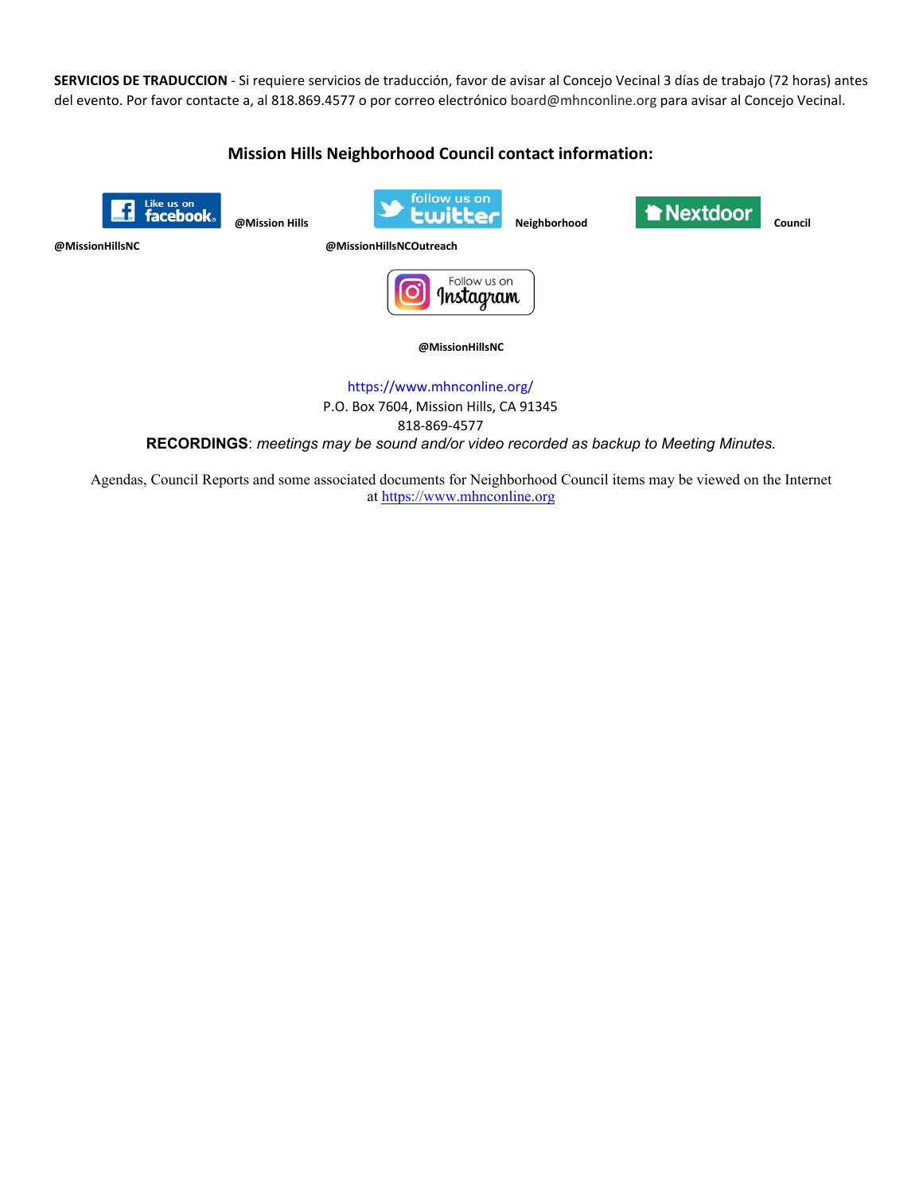**SERVICIOS DE TRADUCCION** - Si requiere servicios de traducción, favor de avisar al Concejo Vecinal 3 días de trabajo (72 horas) antes del evento. Por favor contacte a, al 818.869.4577 o por correo electrónico board@mhnconline.org para avisar al Concejo Vecinal.

## Mission Hills Neighborhood Council contact information:

Like us on facebook **@Mission Hills** follow us on twitter **Neighborhood** Nextdoor **Council**

**@MissionHillsNC** **@MissionHillsNCOutreach**

Follow us on Instagram

**@MissionHillsNC**

https://www.mhnconline.org/

P.O. Box 7604, Mission Hills, CA 91345

818-869-4577

**RECORDINGS**: *meetings may be sound and/or video recorded as backup to Meeting Minutes.*

Agendas, Council Reports and some associated documents for Neighborhood Council items may be viewed on the Internet at https://www.mhnconline.org